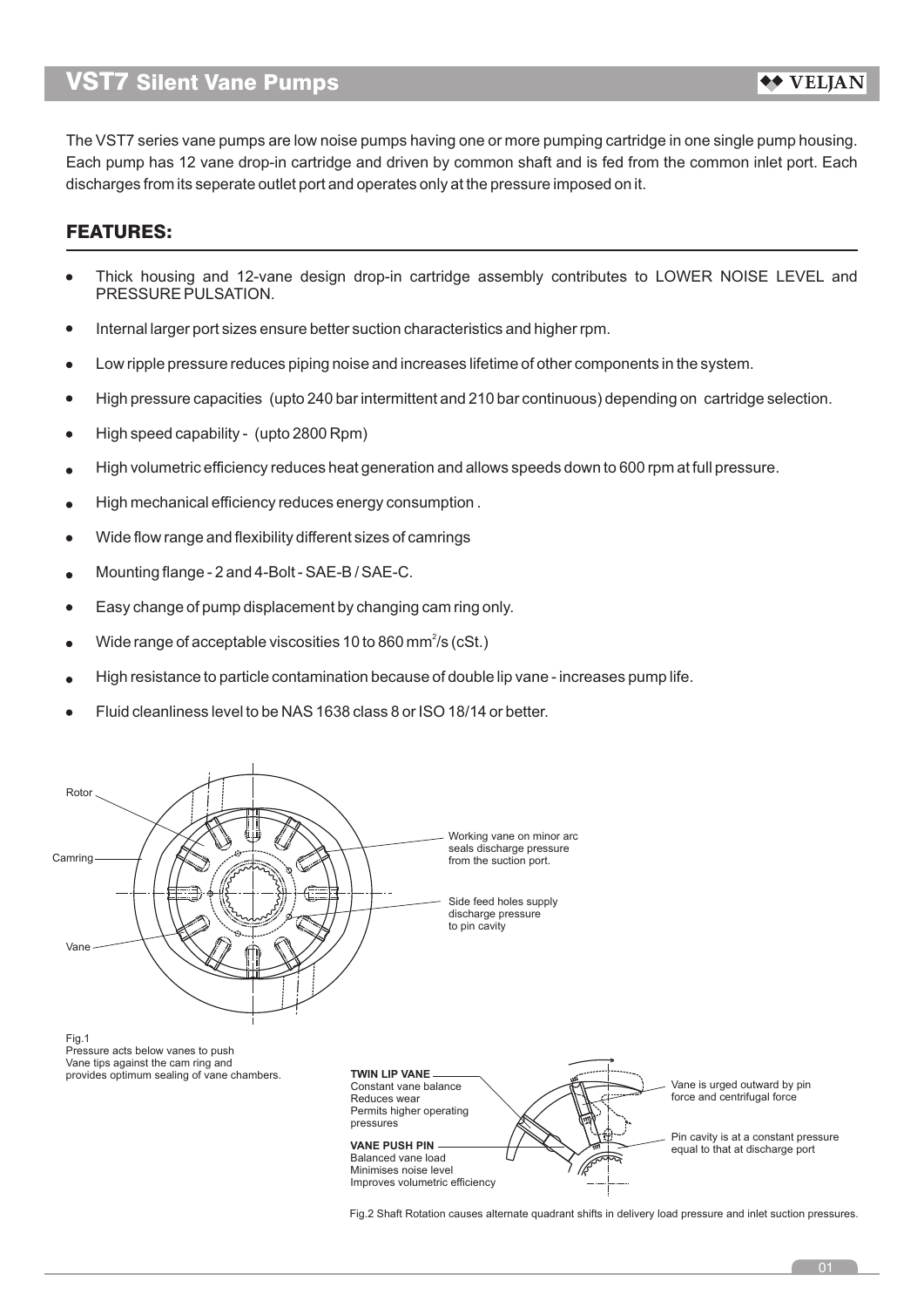# VST7 Silent Vane Pumps

The VST7 series vane pumps are low noise pumps having one or more pumping cartridge in one single pump housing. Each pump has 12 vane drop-in cartridge and driven by common shaft and is fed from the common inlet port. Each discharges from its seperate outlet port and operates only at the pressure imposed on it.

## FEATURES:

- Thick housing and 12-vane design drop-in cartridge assembly contributes to LOWER NOISE LEVEL and PRESSURE PULSATION.
- Internal larger port sizes ensure better suction characteristics and higher rpm.
- Low ripple pressure reduces piping noise and increases lifetime of other components in the system.
- High pressure capacities (upto 240 bar intermittent and 210 bar continuous) depending on cartridge selection.
- High speed capability - (upto 2800 Rpm)
- High volumetric efficiency reduces heat generation and allows speeds down to 600 rpm at full pressure.
- High mechanical efficiency reduces energy consumption .
- Wide flow range and flexibility different sizes of camrings
- Mounting flange - 2 and 4-Bolt - SAE-B / SAE-C.
- Easy change of pump displacement by changing cam ring only.
- Wide range of acceptable viscosities 10 to 860 $mm^2/s$ (cSt.)
- High resistance to particle contamination because of double lip vane - increases pump life.
- Fluid cleanliness level to be NAS 1638 class 8 or ISO 18/14 or better.

Rotor

Camring

Vane

Working vane on minor arc seals discharge pressure from the suction port.

Side feed holes supply discharge pressure to pin cavity

Fig.1
Pressure acts below vanes to push Vane tips against the cam ring and provides optimum sealing of vane chambers.

**TWIN LIP VANE**
Constant vane balance
Reduces wear
Permits higher operating pressures

**VANE PUSH PIN**
Balanced vane load
Minimises noise level
Improves volumetric efficiency

Vane is urged outward by pin force and centrifugal force

Pin cavity is at a constant pressure equal to that at discharge port

Fig.2 Shaft Rotation causes alternate quadrant shifts in delivery load pressure and inlet suction pressures.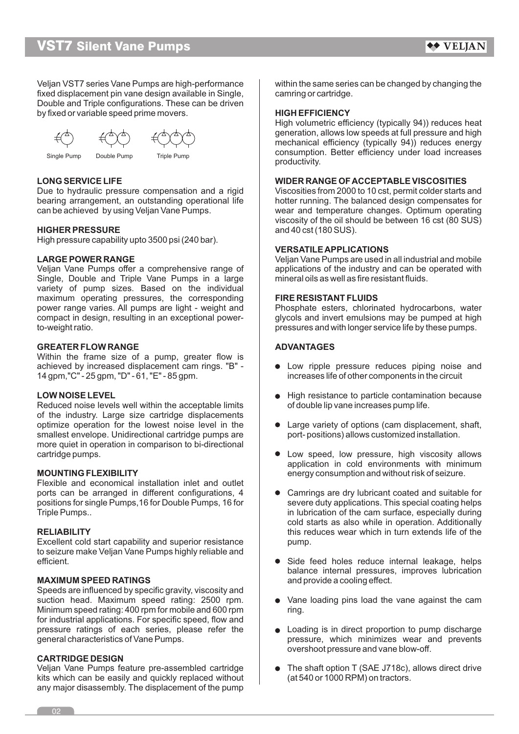# VST7 Silent Vane Pumps

Veljan VST7 series Vane Pumps are high-performance fixed displacement pin vane design available in Single, Double and Triple configurations. These can be driven by fixed or variable speed prime movers.

Single Pump    Double Pump    Triple Pump

### LONG SERVICE LIFE

Due to hydraulic pressure compensation and a rigid bearing arrangement, an outstanding operational life can be achieved by using Veljan Vane Pumps.

### HIGHER PRESSURE

High pressure capability upto 3500 psi (240 bar).

### LARGE POWER RANGE

Veljan Vane Pumps offer a comprehensive range of Single, Double and Triple Vane Pumps in a large variety of pump sizes. Based on the individual maximum operating pressures, the corresponding power range varies. All pumps are light - weight and compact in design, resulting in an exceptional power-to-weight ratio.

### GREATER FLOW RANGE

Within the frame size of a pump, greater flow is achieved by increased displacement cam rings. "B" - 14 gpm,"C" - 25 gpm, "D" - 61, "E" - 85 gpm.

### LOW NOISE LEVEL

Reduced noise levels well within the acceptable limits of the industry. Large size cartridge displacements optimize operation for the lowest noise level in the smallest envelope. Unidirectional cartridge pumps are more quiet in operation in comparison to bi-directional cartridge pumps.

### MOUNTING FLEXIBILITY

Flexible and economical installation inlet and outlet ports can be arranged in different configurations, 4 positions for single Pumps,16 for Double Pumps, 16 for Triple Pumps..

### RELIABILITY

Excellent cold start capability and superior resistance to seizure make Veljan Vane Pumps highly reliable and efficient.

### MAXIMUM SPEED RATINGS

Speeds are influenced by specific gravity, viscosity and suction head. Maximum speed rating: 2500 rpm. Minimum speed rating: 400 rpm for mobile and 600 rpm for industrial applications. For specific speed, flow and pressure ratings of each series, please refer the general characteristics of Vane Pumps.

### CARTRIDGE DESIGN

Veljan Vane Pumps feature pre-assembled cartridge kits which can be easily and quickly replaced without any major disassembly. The displacement of the pump within the same series can be changed by changing the camring or cartridge.

### HIGH EFFICIENCY

High volumetric efficiency (typically 94)) reduces heat generation, allows low speeds at full pressure and high mechanical efficiency (typically 94)) reduces energy consumption. Better efficiency under load increases productivity.

### WIDER RANGE OF ACCEPTABLE VISCOSITIES

Viscosities from 2000 to 10 cst, permit colder starts and hotter running. The balanced design compensates for wear and temperature changes. Optimum operating viscosity of the oil should be between 16 cst (80 SUS) and 40 cst (180 SUS).

### VERSATILE APPLICATIONS

Veljan Vane Pumps are used in all industrial and mobile applications of the industry and can be operated with mineral oils as well as fire resistant fluids.

### FIRE RESISTANT FLUIDS

Phosphate esters, chlorinated hydrocarbons, water glycols and invert emulsions may be pumped at high pressures and with longer service life by these pumps.

### ADVANTAGES

- Low ripple pressure reduces piping noise and increases life of other components in the circuit
- High resistance to particle contamination because of double lip vane increases pump life.
- Large variety of options (cam displacement, shaft, port- positions) allows customized installation.
- Low speed, low pressure, high viscosity allows application in cold environments with minimum energy consumption and without risk of seizure.
- Camrings are dry lubricant coated and suitable for severe duty applications. This special coating helps in lubrication of the cam surface, especially during cold starts as also while in operation. Additionally this reduces wear which in turn extends life of the pump.
- Side feed holes reduce internal leakage, helps balance internal pressures, improves lubrication and provide a cooling effect.
- Vane loading pins load the vane against the cam ring.
- Loading is in direct proportion to pump discharge pressure, which minimizes wear and prevents overshoot pressure and vane blow-off.
- The shaft option T (SAE J718c), allows direct drive (at 540 or 1000 RPM) on tractors.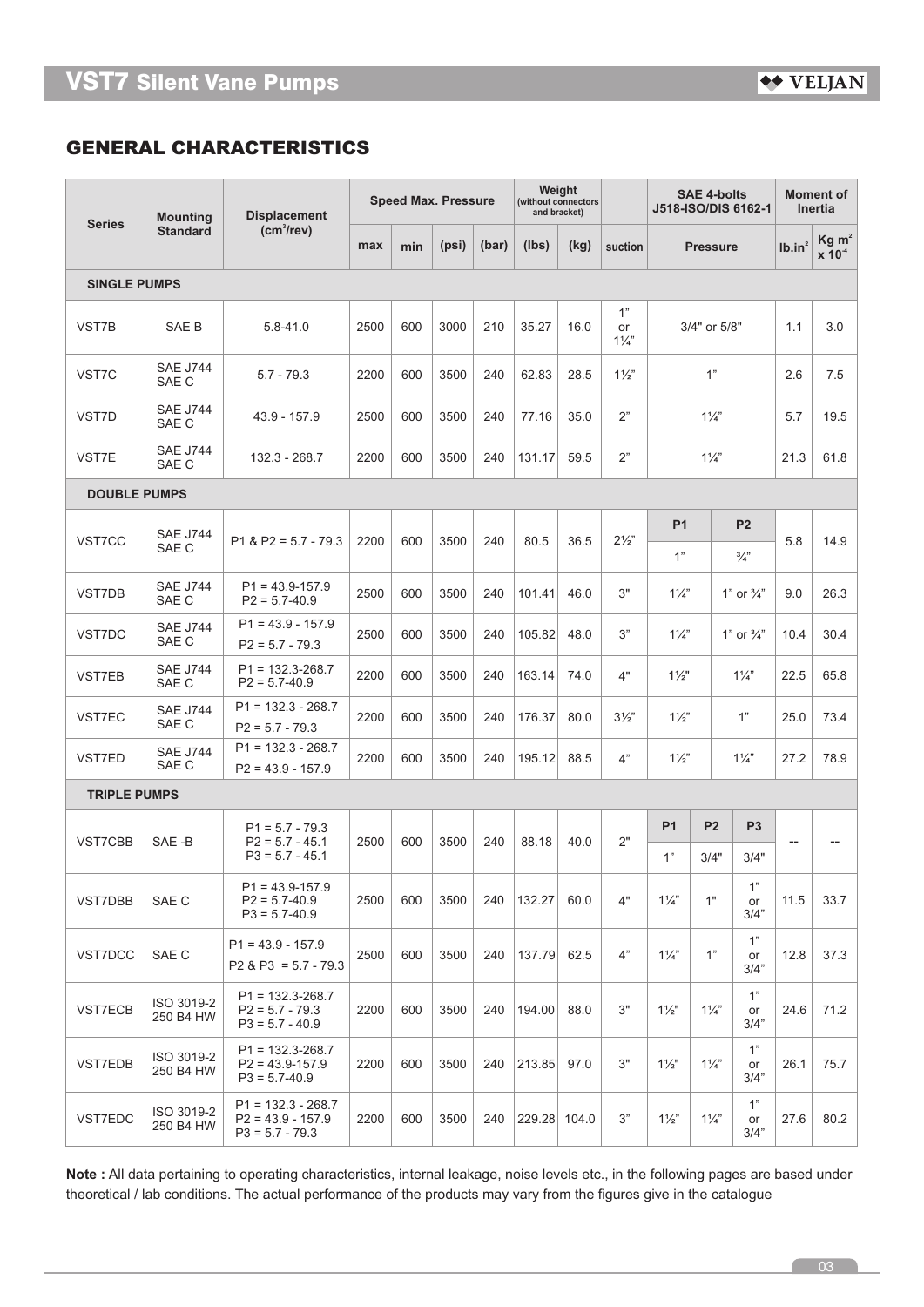# VST7 Silent Vane Pumps

## GENERAL CHARACTERISTICS

| Series | Mounting Standard | Displacement ($cm^3$/rev) | Speed | | Max. Pressure | | Weight (without connectors and bracket) | | | SAE 4-bolts J518-ISO/DIS 6162-1 | | | Moment of Inertia | |
|---|---|---|---|---|---|---|---|---|---|---|---|---|---|---|
| | | | max | min | (psi) | (bar) | (lbs) | (kg) | suction | Pressure | | | $lb.in^2$ | Kg $m^2$ x $10^{-4}$ |
| **SINGLE PUMPS** | | | | | | | | | | | | | | |
| VST7B | SAE B | 5.8-41.0 | 2500 | 600 | 3000 | 210 | 35.27 | 16.0 | 1" or 1¼" | 3/4" or 5/8" | | | 1.1 | 3.0 |
| VST7C | SAE J744 SAE C | 5.7 - 79.3 | 2200 | 600 | 3500 | 240 | 62.83 | 28.5 | 1½" | 1" | | | 2.6 | 7.5 |
| VST7D | SAE J744 SAE C | 43.9 - 157.9 | 2500 | 600 | 3500 | 240 | 77.16 | 35.0 | 2" | 1¼" | | | 5.7 | 19.5 |
| VST7E | SAE J744 SAE C | 132.3 - 268.7 | 2200 | 600 | 3500 | 240 | 131.17 | 59.5 | 2" | 1¼" | | | 21.3 | 61.8 |
| **DOUBLE PUMPS** | | | | | | | | | | | | | | |
| | | | | | | | | | | P1 | P2 | | | |
| VST7CC | SAE J744 SAE C | P1 & P2 = 5.7 - 79.3 | 2200 | 600 | 3500 | 240 | 80.5 | 36.5 | 2½" | 1" | ¾" | | 5.8 | 14.9 |
| VST7DB | SAE J744 SAE C | P1 = 43.9-157.9 P2 = 5.7-40.9 | 2500 | 600 | 3500 | 240 | 101.41 | 46.0 | 3" | 1¼" | 1" or ¾" | | 9.0 | 26.3 |
| VST7DC | SAE J744 SAE C | P1 = 43.9 - 157.9 P2 = 5.7 - 79.3 | 2500 | 600 | 3500 | 240 | 105.82 | 48.0 | 3" | 1¼" | 1" or ¾" | | 10.4 | 30.4 |
| VST7EB | SAE J744 SAE C | P1 = 132.3-268.7 P2 = 5.7-40.9 | 2200 | 600 | 3500 | 240 | 163.14 | 74.0 | 4" | 1½" | 1¼" | | 22.5 | 65.8 |
| VST7EC | SAE J744 SAE C | P1 = 132.3 - 268.7 P2 = 5.7 - 79.3 | 2200 | 600 | 3500 | 240 | 176.37 | 80.0 | 3½" | 1½" | 1" | | 25.0 | 73.4 |
| VST7ED | SAE J744 SAE C | P1 = 132.3 - 268.7 P2 = 43.9 - 157.9 | 2200 | 600 | 3500 | 240 | 195.12 | 88.5 | 4" | 1½" | 1¼" | | 27.2 | 78.9 |
| **TRIPLE PUMPS** | | | | | | | | | | | | | | |
| | | | | | | | | | | P1 | P2 | P3 | | |
| VST7CBB | SAE -B | P1 = 5.7 - 79.3 P2 = 5.7 - 45.1 P3 = 5.7 - 45.1 | 2500 | 600 | 3500 | 240 | 88.18 | 40.0 | 2" | 1" | 3/4" | 3/4" | -- | -- |
| VST7DBB | SAE C | P1 = 43.9-157.9 P2 = 5.7-40.9 P3 = 5.7-40.9 | 2500 | 600 | 3500 | 240 | 132.27 | 60.0 | 4" | 1¼" | 1" | 1" or 3/4" | 11.5 | 33.7 |
| VST7DCC | SAE C | P1 = 43.9 - 157.9 P2 & P3 = 5.7 - 79.3 | 2500 | 600 | 3500 | 240 | 137.79 | 62.5 | 4" | 1¼" | 1" | 1" or 3/4" | 12.8 | 37.3 |
| VST7ECB | ISO 3019-2 250 B4 HW | P1 = 132.3-268.7 P2 = 5.7 - 79.3 P3 = 5.7 - 40.9 | 2200 | 600 | 3500 | 240 | 194.00 | 88.0 | 3" | 1½" | 1¼" | 1" or 3/4" | 24.6 | 71.2 |
| VST7EDB | ISO 3019-2 250 B4 HW | P1 = 132.3-268.7 P2 = 43.9-157.9 P3 = 5.7-40.9 | 2200 | 600 | 3500 | 240 | 213.85 | 97.0 | 3" | 1½" | 1¼" | 1" or 3/4" | 26.1 | 75.7 |
| VST7EDC | ISO 3019-2 250 B4 HW | P1 = 132.3 - 268.7 P2 = 43.9 - 157.9 P3 = 5.7 - 79.3 | 2200 | 600 | 3500 | 240 | 229.28 | 104.0 | 3" | 1½" | 1¼" | 1" or 3/4" | 27.6 | 80.2 |

**Note :** All data pertaining to operating characteristics, internal leakage, noise levels etc., in the following pages are based under theoretical / lab conditions. The actual performance of the products may vary from the figures give in the catalogue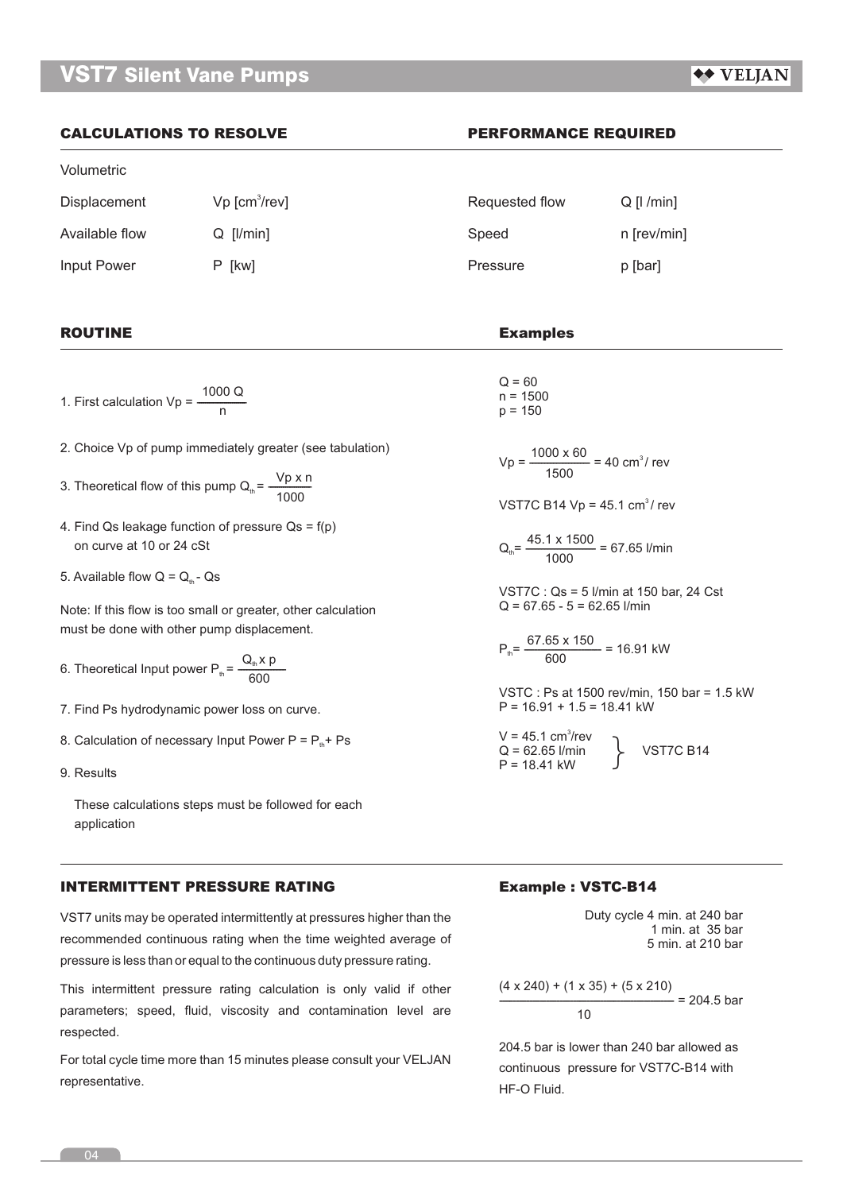## CALCULATIONS TO RESOLVE

| Volumetric | |
|---|---|
| Displacement | $V_p$ [cm$^3$/rev] |
| Available flow | Q [l/min] |
| Input Power | P [kw] |

## PERFORMANCE REQUIRED

| | |
|---|---|
| Requested flow | Q [l /min] |
| Speed | n [rev/min] |
| Pressure | p [bar] |

## ROUTINE

1. First calculation $V_p = \dfrac{1000\ Q}{n}$

2. Choice Vp of pump immediately greater (see tabulation)

3. Theoretical flow of this pump $Q_{th} = \dfrac{V_p \times n}{1000}$

4. Find Qs leakage function of pressure $Q_s = f(p)$ on curve at 10 or 24 cSt

5. Available flow $Q = Q_{th} - Q_s$

Note: If this flow is too small or greater, other calculation must be done with other pump displacement.

6. Theoretical Input power $P_{th} = \dfrac{Q_{th} \times p}{600}$

7. Find Ps hydrodynamic power loss on curve.

8. Calculation of necessary Input Power $P = P_{th} + P_s$

9. Results

These calculations steps must be followed for each application

## Examples

Q = 60
n = 1500
p = 150

$$V_p = \frac{1000 \times 60}{1500} = 40\ \text{cm}^3/\text{rev}$$

VST7C B14 $V_p = 45.1$ cm$^3$/ rev

$$Q_{th} = \frac{45.1 \times 1500}{1000} = 67.65\ \text{l/min}$$

VST7C : Qs = 5 l/min at 150 bar, 24 Cst
Q = 67.65 - 5 = 62.65 l/min

$$P_{th} = \frac{67.65 \times 150}{600} = 16.91\ \text{kW}$$

VSTC : Ps at 1500 rev/min, 150 bar = 1.5 kW
P = 16.91 + 1.5 = 18.41 kW

V = 45.1 cm$^3$/rev
Q = 62.65 l/min
P = 18.41 kW

} VST7C B14

## INTERMITTENT PRESSURE RATING

VST7 units may be operated intermittently at pressures higher than the recommended continuous rating when the time weighted average of pressure is less than or equal to the continuous duty pressure rating.

This intermittent pressure rating calculation is only valid if other parameters; speed, fluid, viscosity and contamination level are respected.

For total cycle time more than 15 minutes please consult your VELJAN representative.

## Example : VSTC-B14

Duty cycle 4 min. at 240 bar
1 min. at 35 bar
5 min. at 210 bar

$$\frac{(4 \times 240) + (1 \times 35) + (5 \times 210)}{10} = 204.5\ \text{bar}$$

204.5 bar is lower than 240 bar allowed as continuous pressure for VST7C-B14 with HF-O Fluid.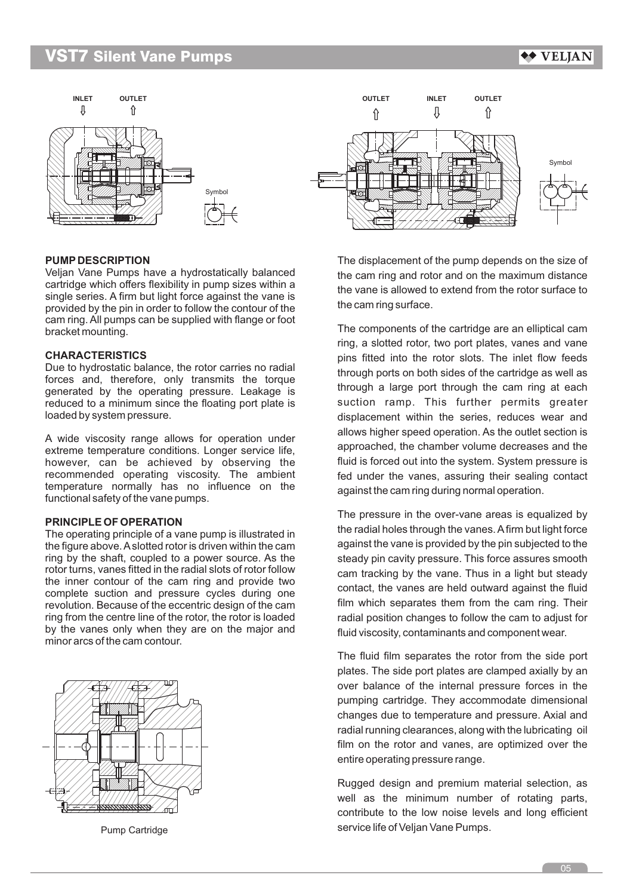INLET OUTLET

Symbol

OUTLET INLET OUTLET

Symbol

### PUMP DESCRIPTION

Veljan Vane Pumps have a hydrostatically balanced cartridge which offers flexibility in pump sizes within a single series. A firm but light force against the vane is provided by the pin in order to follow the contour of the cam ring. All pumps can be supplied with flange or foot bracket mounting.

### CHARACTERISTICS

Due to hydrostatic balance, the rotor carries no radial forces and, therefore, only transmits the torque generated by the operating pressure. Leakage is reduced to a minimum since the floating port plate is loaded by system pressure.

A wide viscosity range allows for operation under extreme temperature conditions. Longer service life, however, can be achieved by observing the recommended operating viscosity. The ambient temperature normally has no influence on the functional safety of the vane pumps.

### PRINCIPLE OF OPERATION

The operating principle of a vane pump is illustrated in the figure above. A slotted rotor is driven within the cam ring by the shaft, coupled to a power source. As the rotor turns, vanes fitted in the radial slots of rotor follow the inner contour of the cam ring and provide two complete suction and pressure cycles during one revolution. Because of the eccentric design of the cam ring from the centre line of the rotor, the rotor is loaded by the vanes only when they are on the major and minor arcs of the cam contour.

Pump Cartridge

The displacement of the pump depends on the size of the cam ring and rotor and on the maximum distance the vane is allowed to extend from the rotor surface to the cam ring surface.

The components of the cartridge are an elliptical cam ring, a slotted rotor, two port plates, vanes and vane pins fitted into the rotor slots. The inlet flow feeds through ports on both sides of the cartridge as well as through a large port through the cam ring at each suction ramp. This further permits greater displacement within the series, reduces wear and allows higher speed operation. As the outlet section is approached, the chamber volume decreases and the fluid is forced out into the system. System pressure is fed under the vanes, assuring their sealing contact against the cam ring during normal operation.

The pressure in the over-vane areas is equalized by the radial holes through the vanes. A firm but light force against the vane is provided by the pin subjected to the steady pin cavity pressure. This force assures smooth cam tracking by the vane. Thus in a light but steady contact, the vanes are held outward against the fluid film which separates them from the cam ring. Their radial position changes to follow the cam to adjust for fluid viscosity, contaminants and component wear.

The fluid film separates the rotor from the side port plates. The side port plates are clamped axially by an over balance of the internal pressure forces in the pumping cartridge. They accommodate dimensional changes due to temperature and pressure. Axial and radial running clearances, along with the lubricating oil film on the rotor and vanes, are optimized over the entire operating pressure range.

Rugged design and premium material selection, as well as the minimum number of rotating parts, contribute to the low noise levels and long efficient service life of Veljan Vane Pumps.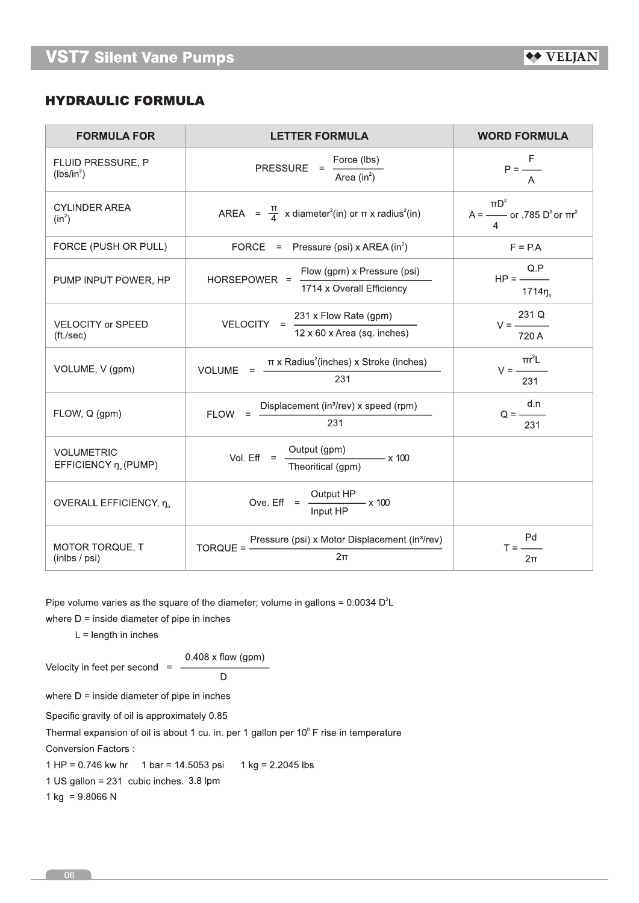## HYDRAULIC FORMULA

| FORMULA FOR | LETTER FORMULA | WORD FORMULA |
|---|---|---|
| FLUID PRESSURE, P (lbs/in$^2$) | PRESSURE $= \frac{\text{Force (lbs)}}{\text{Area (in}^2\text{)}}$ | $P = \frac{F}{A}$ |
| CYLINDER AREA (in$^2$) | AREA $= \frac{\pi}{4}$ x diameter$^2$(in) or $\pi$ x radius$^2$(in) | $A = \frac{\pi D^2}{4}$ or $.785\ D^2$ or $\pi r^2$ |
| FORCE (PUSH OR PULL) | FORCE = Pressure (psi) x AREA (in$^2$) | F = P.A |
| PUMP INPUT POWER, HP | HORSEPOWER $= \frac{\text{Flow (gpm) x Pressure (psi)}}{\text{1714 x Overall Efficiency}}$ | $HP = \frac{Q.P}{1714 \eta_o}$ |
| VELOCITY or SPEED (ft./sec) | VELOCITY $= \frac{\text{231 x Flow Rate (gpm)}}{\text{12 x 60 x Area (sq. inches)}}$ | $V = \frac{231\ Q}{720\ A}$ |
| VOLUME, V (gpm) | VOLUME $= \frac{\pi \text{ x Radius}^2\text{(inches) x Stroke (inches)}}{231}$ | $V = \frac{\pi r^2 L}{231}$ |
| FLOW, Q (gpm) | FLOW $= \frac{\text{Displacement (in}^3\text{/rev) x speed (rpm)}}{231}$ | $Q = \frac{d.n}{231}$ |
| VOLUMETRIC EFFICIENCY $\eta_v$ (PUMP) | Vol. Eff $= \frac{\text{Output (gpm)}}{\text{Theoritical (gpm)}}$ x 100 | |
| OVERALL EFFICIENCY, $\eta_o$ | Ove. Eff $= \frac{\text{Output HP}}{\text{Input HP}}$ x 100 | |
| MOTOR TORQUE, T (inlbs / psi) | TORQUE $= \frac{\text{Pressure (psi) x Motor Displacement (in}^3\text{/rev)}}{2\pi}$ | $T = \frac{Pd}{2\pi}$ |

Pipe volume varies as the square of the diameter; volume in gallons = $0.0034\ D^2L$

where D = inside diameter of pipe in inches

L = length in inches

Velocity in feet per second $= \frac{0.408 \text{ x flow (gpm)}}{D}$

where D = inside diameter of pipe in inches

Specific gravity of oil is approximately 0.85

Thermal expansion of oil is about 1 cu. in. per 1 gallon per $10^\circ$ F rise in temperature

Conversion Factors :

1 HP = 0.746 kw hr  1 bar = 14.5053 psi  1 kg = 2.2045 lbs

1 US gallon = 231 cubic inches. 3.8 lpm

1 kg = 9.8066 N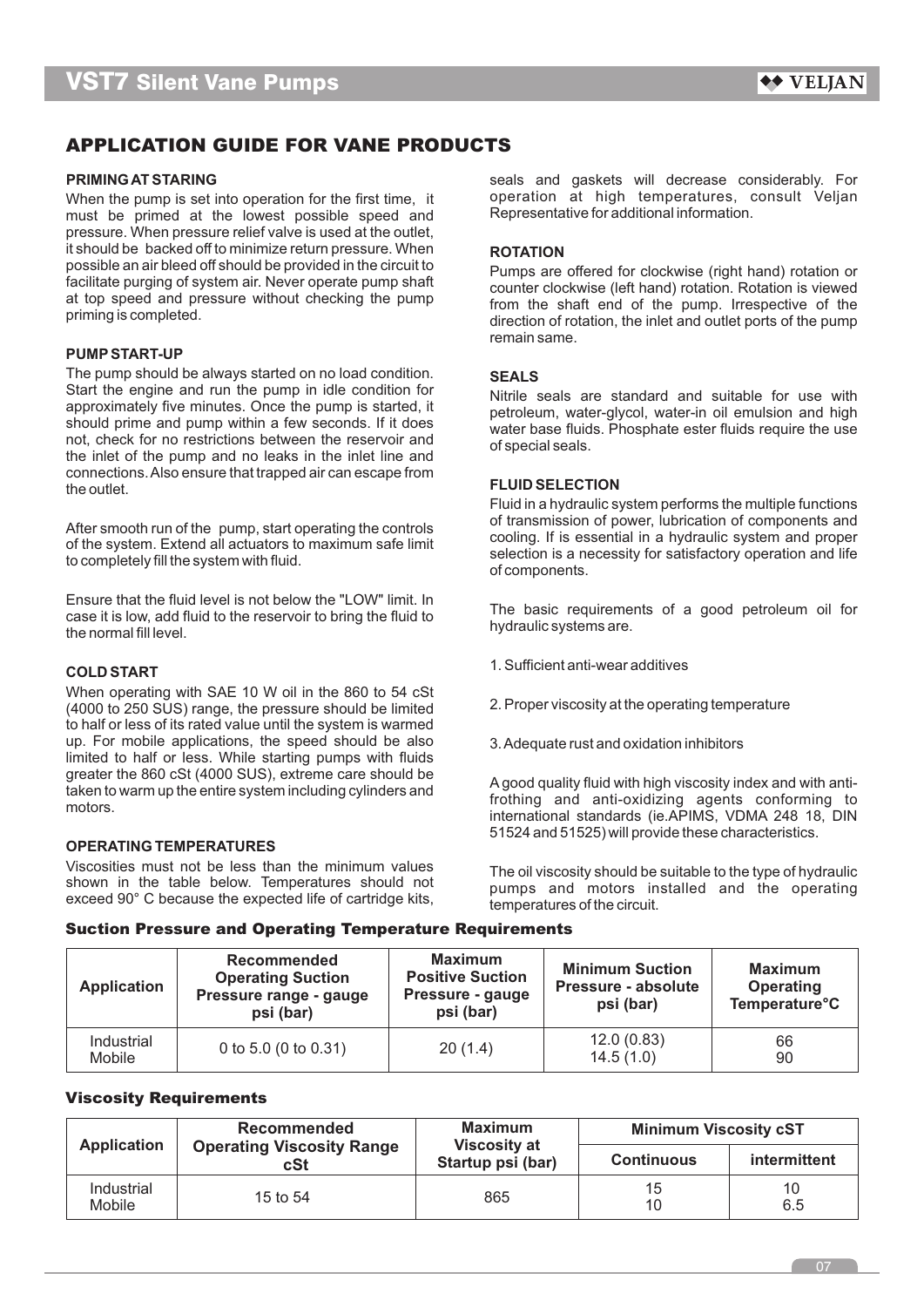## APPLICATION GUIDE FOR VANE PRODUCTS

### PRIMING AT STARING

When the pump is set into operation for the first time, it must be primed at the lowest possible speed and pressure. When pressure relief valve is used at the outlet, it should be backed off to minimize return pressure. When possible an air bleed off should be provided in the circuit to facilitate purging of system air. Never operate pump shaft at top speed and pressure without checking the pump priming is completed.

### PUMP START-UP

The pump should be always started on no load condition. Start the engine and run the pump in idle condition for approximately five minutes. Once the pump is started, it should prime and pump within a few seconds. If it does not, check for no restrictions between the reservoir and the inlet of the pump and no leaks in the inlet line and connections. Also ensure that trapped air can escape from the outlet.

After smooth run of the pump, start operating the controls of the system. Extend all actuators to maximum safe limit to completely fill the system with fluid.

Ensure that the fluid level is not below the "LOW" limit. In case it is low, add fluid to the reservoir to bring the fluid to the normal fill level.

### COLD START

When operating with SAE 10 W oil in the 860 to 54 cSt (4000 to 250 SUS) range, the pressure should be limited to half or less of its rated value until the system is warmed up. For mobile applications, the speed should be also limited to half or less. While starting pumps with fluids greater the 860 cSt (4000 SUS), extreme care should be taken to warm up the entire system including cylinders and motors.

### OPERATING TEMPERATURES

Viscosities must not be less than the minimum values shown in the table below. Temperatures should not exceed 90° C because the expected life of cartridge kits, seals and gaskets will decrease considerably. For operation at high temperatures, consult Veljan Representative for additional information.

### ROTATION

Pumps are offered for clockwise (right hand) rotation or counter clockwise (left hand) rotation. Rotation is viewed from the shaft end of the pump. Irrespective of the direction of rotation, the inlet and outlet ports of the pump remain same.

### SEALS

Nitrile seals are standard and suitable for use with petroleum, water-glycol, water-in oil emulsion and high water base fluids. Phosphate ester fluids require the use of special seals.

### FLUID SELECTION

Fluid in a hydraulic system performs the multiple functions of transmission of power, lubrication of components and cooling. If is essential in a hydraulic system and proper selection is a necessity for satisfactory operation and life of components.

The basic requirements of a good petroleum oil for hydraulic systems are.

1. Sufficient anti-wear additives
2. Proper viscosity at the operating temperature
3. Adequate rust and oxidation inhibitors

A good quality fluid with high viscosity index and with anti-frothing and anti-oxidizing agents conforming to international standards (ie.APIMS, VDMA 248 18, DIN 51524 and 51525) will provide these characteristics.

The oil viscosity should be suitable to the type of hydraulic pumps and motors installed and the operating temperatures of the circuit.

### Suction Pressure and Operating Temperature Requirements

| Application | Recommended Operating Suction Pressure range - gauge psi (bar) | Maximum Positive Suction Pressure - gauge psi (bar) | Minimum Suction Pressure - absolute psi (bar) | Maximum Operating Temperature°C |
|---|---|---|---|---|
| Industrial | 0 to 5.0 (0 to 0.31) | 20 (1.4) | 12.0 (0.83) | 66 |
| Mobile | | | 14.5 (1.0) | 90 |

### Viscosity Requirements

| Application | Recommended Operating Viscosity Range cSt | Maximum Viscosity at Startup psi (bar) | Minimum Viscosity cST | |
|---|---|---|---|---|
| | | | Continuous | intermittent |
| Industrial | 15 to 54 | 865 | 15 | 10 |
| Mobile | | | 10 | 6.5 |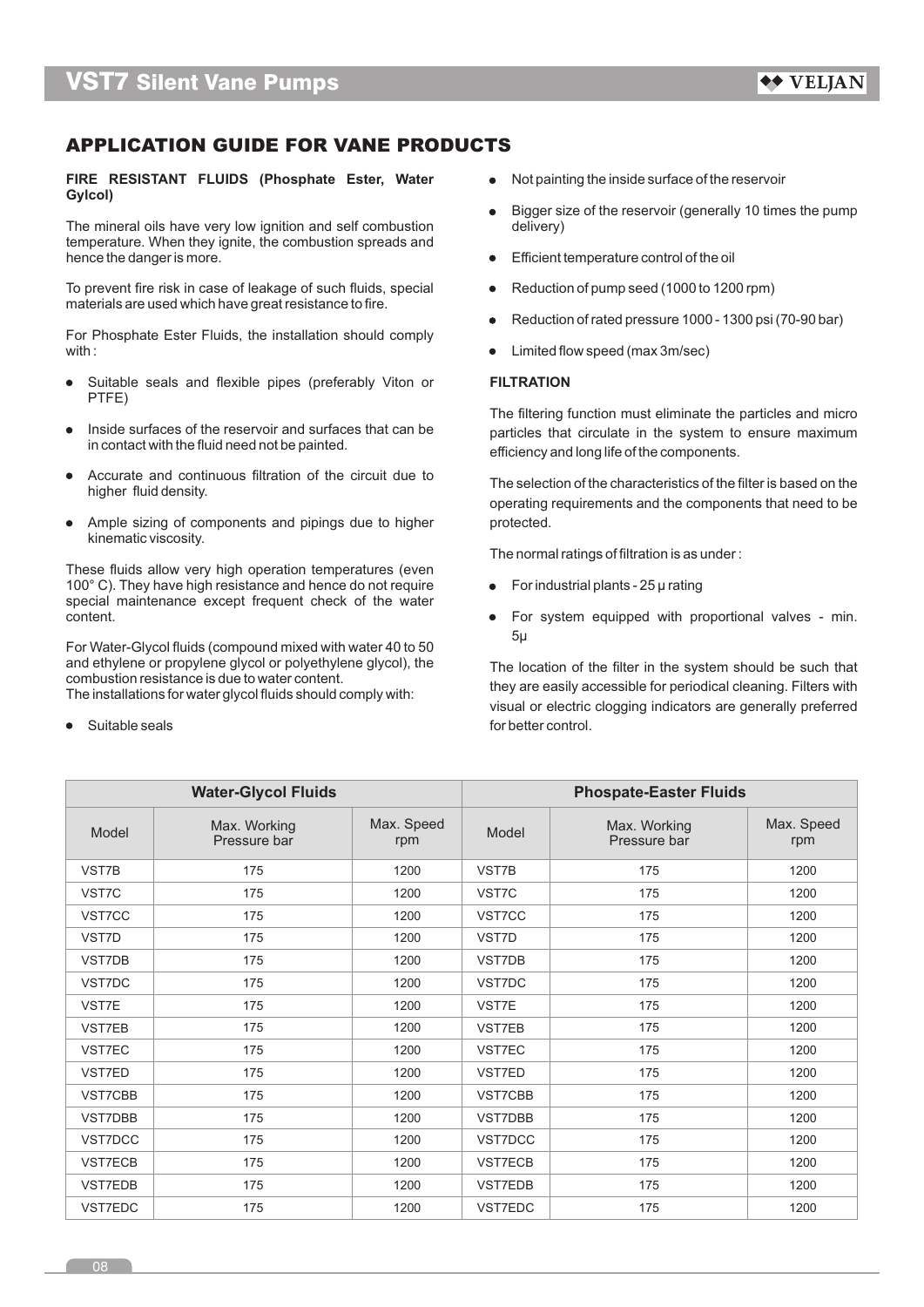# APPLICATION GUIDE FOR VANE PRODUCTS

**FIRE RESISTANT FLUIDS (Phosphate Ester, Water Gylcol)**

The mineral oils have very low ignition and self combustion temperature. When they ignite, the combustion spreads and hence the danger is more.

To prevent fire risk in case of leakage of such fluids, special materials are used which have great resistance to fire.

For Phosphate Ester Fluids, the installation should comply with :

- Suitable seals and flexible pipes (preferably Viton or PTFE)
- Inside surfaces of the reservoir and surfaces that can be in contact with the fluid need not be painted.
- Accurate and continuous filtration of the circuit due to higher fluid density.
- Ample sizing of components and pipings due to higher kinematic viscosity.

These fluids allow very high operation temperatures (even 100° C). They have high resistance and hence do not require special maintenance except frequent check of the water content.

For Water-Glycol fluids (compound mixed with water 40 to 50 and ethylene or propylene glycol or polyethylene glycol), the combustion resistance is due to water content.
The installations for water glycol fluids should comply with:

- Suitable seals
- Not painting the inside surface of the reservoir
- Bigger size of the reservoir (generally 10 times the pump delivery)
- Efficient temperature control of the oil
- Reduction of pump seed (1000 to 1200 rpm)
- Reduction of rated pressure 1000 - 1300 psi (70-90 bar)
- Limited flow speed (max 3m/sec)

**FILTRATION**

The filtering function must eliminate the particles and micro particles that circulate in the system to ensure maximum efficiency and long life of the components.

The selection of the characteristics of the filter is based on the operating requirements and the components that need to be protected.

The normal ratings of filtration is as under :

- For industrial plants - 25 µ rating
- For system equipped with proportional valves - min. 5µ

The location of the filter in the system should be such that they are easily accessible for periodical cleaning. Filters with visual or electric clogging indicators are generally preferred for better control.

| Water-Glycol Fluids | | | Phospate-Easter Fluids | | |
|---|---|---|---|---|---|
| Model | Max. Working Pressure bar | Max. Speed rpm | Model | Max. Working Pressure bar | Max. Speed rpm |
| VST7B | 175 | 1200 | VST7B | 175 | 1200 |
| VST7C | 175 | 1200 | VST7C | 175 | 1200 |
| VST7CC | 175 | 1200 | VST7CC | 175 | 1200 |
| VST7D | 175 | 1200 | VST7D | 175 | 1200 |
| VST7DB | 175 | 1200 | VST7DB | 175 | 1200 |
| VST7DC | 175 | 1200 | VST7DC | 175 | 1200 |
| VST7E | 175 | 1200 | VST7E | 175 | 1200 |
| VST7EB | 175 | 1200 | VST7EB | 175 | 1200 |
| VST7EC | 175 | 1200 | VST7EC | 175 | 1200 |
| VST7ED | 175 | 1200 | VST7ED | 175 | 1200 |
| VST7CBB | 175 | 1200 | VST7CBB | 175 | 1200 |
| VST7DBB | 175 | 1200 | VST7DBB | 175 | 1200 |
| VST7DCC | 175 | 1200 | VST7DCC | 175 | 1200 |
| VST7ECB | 175 | 1200 | VST7ECB | 175 | 1200 |
| VST7EDB | 175 | 1200 | VST7EDB | 175 | 1200 |
| VST7EDC | 175 | 1200 | VST7EDC | 175 | 1200 |